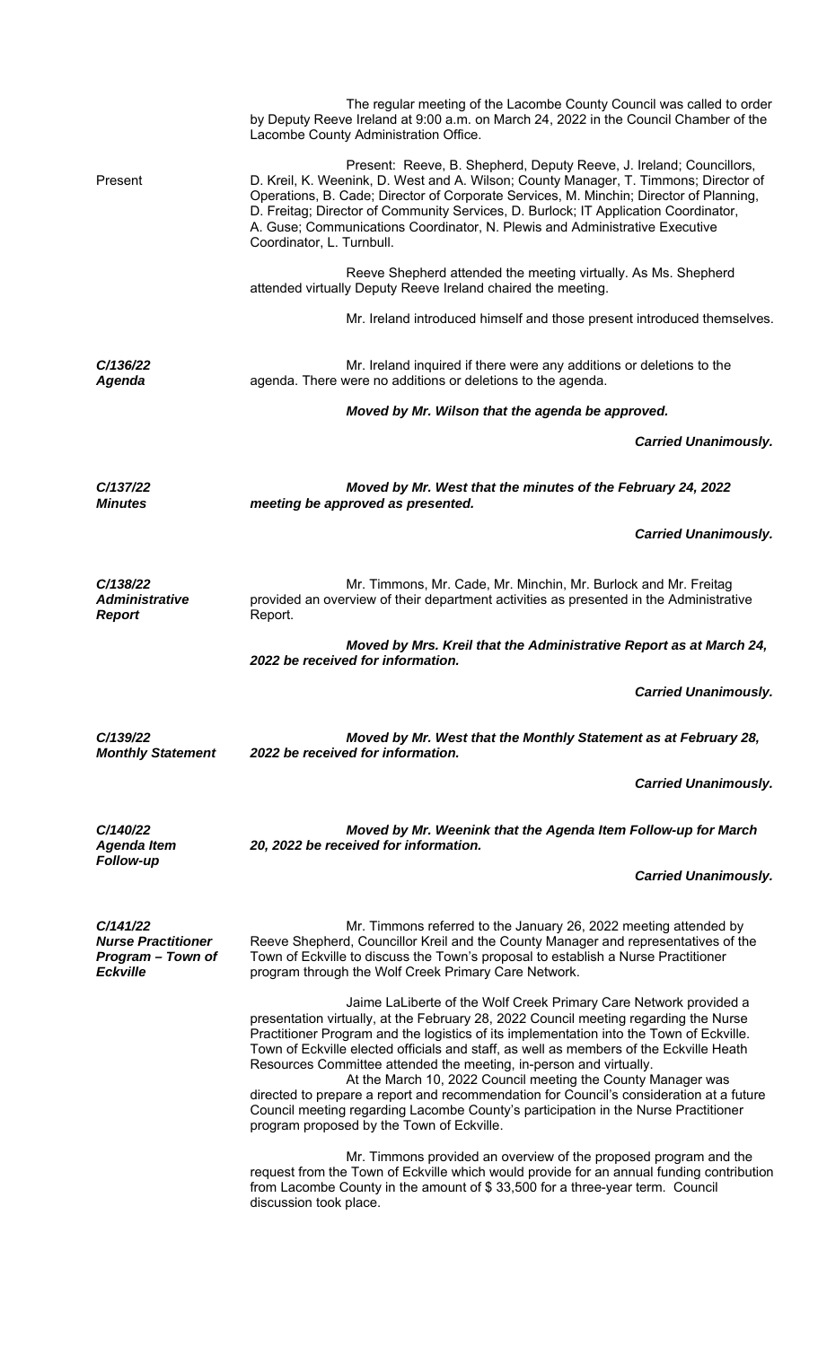The regular meeting of the Lacombe County Council was called to order by Deputy Reeve Ireland at 9:00 a.m. on March 24, 2022 in the Council Chamber of the Lacombe County Administration Office.

**Present**

Present: Reeve, B. Shepherd, Deputy Reeve, J. Ireland; Councillors, D. Kreil, K. Weenink, D. West and A. Wilson; County Manager, T. Timmons; Director of Operations, B. Cade; Director of Corporate Services, M. Minchin; Director of Planning, D. Freitag; Director of Community Services, D. Burlock; IT Application Coordinator, A. Guse; Communications Coordinator, N. Plewis and Administrative Executive Coordinator, L. Turnbull.

Reeve Shepherd attended the meeting virtually. As Ms. Shepherd attended virtually Deputy Reeve Ireland chaired the meeting.

Mr. Ireland introduced himself and those present introduced themselves.

***C/136/22 Agenda***

Mr. Ireland inquired if there were any additions or deletions to the agenda. There were no additions or deletions to the agenda.

***Moved by Mr. Wilson that the agenda be approved.***

***Carried Unanimously.***

***C/137/22 Minutes***

***Moved by Mr. West that the minutes of the February 24, 2022 meeting be approved as presented.***

***Carried Unanimously.***

***C/138/22 Administrative Report***

Mr. Timmons, Mr. Cade, Mr. Minchin, Mr. Burlock and Mr. Freitag provided an overview of their department activities as presented in the Administrative Report.

***Moved by Mrs. Kreil that the Administrative Report as at March 24, 2022 be received for information.***

***Carried Unanimously.***

***C/139/22 Monthly Statement***

***Moved by Mr. West that the Monthly Statement as at February 28, 2022 be received for information.***

***Carried Unanimously.***

***C/140/22 Agenda Item Follow-up***

***Moved by Mr. Weenink that the Agenda Item Follow-up for March 20, 2022 be received for information.***

***Carried Unanimously.***

***C/141/22 Nurse Practitioner Program – Town of Eckville***

Mr. Timmons referred to the January 26, 2022 meeting attended by Reeve Shepherd, Councillor Kreil and the County Manager and representatives of the Town of Eckville to discuss the Town's proposal to establish a Nurse Practitioner program through the Wolf Creek Primary Care Network.

Jaime LaLiberte of the Wolf Creek Primary Care Network provided a presentation virtually, at the February 28, 2022 Council meeting regarding the Nurse Practitioner Program and the logistics of its implementation into the Town of Eckville. Town of Eckville elected officials and staff, as well as members of the Eckville Heath Resources Committee attended the meeting, in-person and virtually.

At the March 10, 2022 Council meeting the County Manager was directed to prepare a report and recommendation for Council's consideration at a future Council meeting regarding Lacombe County's participation in the Nurse Practitioner program proposed by the Town of Eckville.

Mr. Timmons provided an overview of the proposed program and the request from the Town of Eckville which would provide for an annual funding contribution from Lacombe County in the amount of $ 33,500 for a three-year term. Council discussion took place.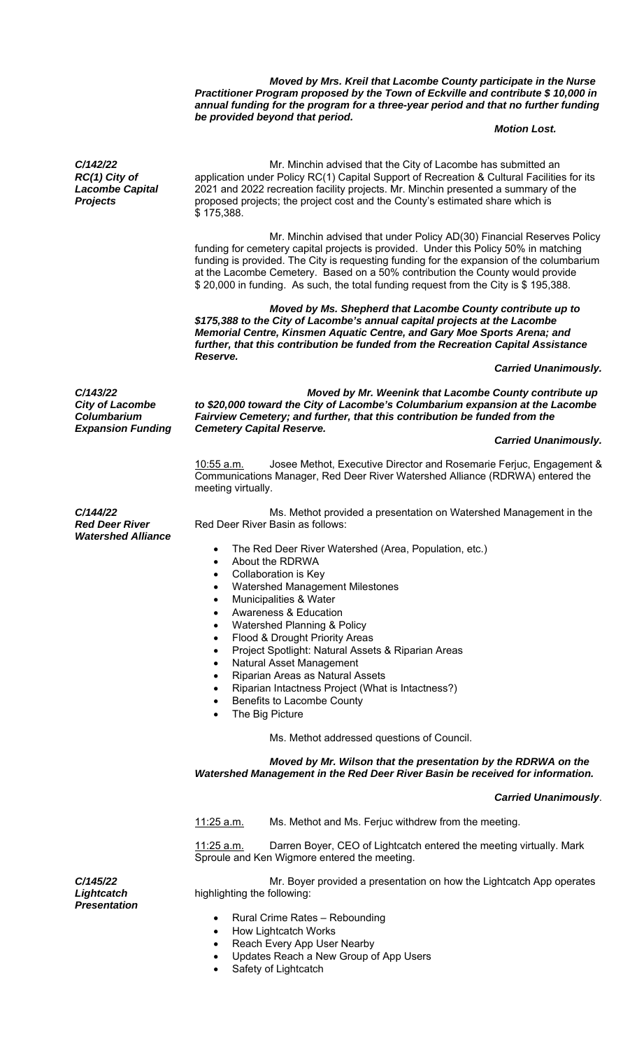***Moved by Mrs. Kreil that Lacombe County participate in the Nurse Practitioner Program proposed by the Town of Eckville and contribute $ 10,000 in annual funding for the program for a three-year period and that no further funding be provided beyond that period.***

***Motion Lost.***

***C/142/22***
***RC(1) City of Lacombe Capital Projects***

Mr. Minchin advised that the City of Lacombe has submitted an application under Policy RC(1) Capital Support of Recreation & Cultural Facilities for its 2021 and 2022 recreation facility projects. Mr. Minchin presented a summary of the proposed projects; the project cost and the County's estimated share which is $ 175,388.

Mr. Minchin advised that under Policy AD(30) Financial Reserves Policy funding for cemetery capital projects is provided. Under this Policy 50% in matching funding is provided. The City is requesting funding for the expansion of the columbarium at the Lacombe Cemetery. Based on a 50% contribution the County would provide $ 20,000 in funding. As such, the total funding request from the City is $ 195,388.

***Moved by Ms. Shepherd that Lacombe County contribute up to $175,388 to the City of Lacombe's annual capital projects at the Lacombe Memorial Centre, Kinsmen Aquatic Centre, and Gary Moe Sports Arena; and further, that this contribution be funded from the Recreation Capital Assistance Reserve.***

***Carried Unanimously.***

***C/143/22***
***City of Lacombe Columbarium Expansion Funding***

***Moved by Mr. Weenink that Lacombe County contribute up to $20,000 toward the City of Lacombe's Columbarium expansion at the Lacombe Fairview Cemetery; and further, that this contribution be funded from the Cemetery Capital Reserve.***

***Carried Unanimously.***

10:55 a.m. Josee Methot, Executive Director and Rosemarie Ferjuc, Engagement & Communications Manager, Red Deer River Watershed Alliance (RDRWA) entered the meeting virtually.

***C/144/22***
***Red Deer River Watershed Alliance***

Ms. Methot provided a presentation on Watershed Management in the Red Deer River Basin as follows:

- The Red Deer River Watershed (Area, Population, etc.)
- About the RDRWA
- Collaboration is Key
- Watershed Management Milestones
- Municipalities & Water
- Awareness & Education
- Watershed Planning & Policy
- Flood & Drought Priority Areas
- Project Spotlight: Natural Assets & Riparian Areas
- Natural Asset Management
- Riparian Areas as Natural Assets
- Riparian Intactness Project (What is Intactness?)
- Benefits to Lacombe County
- The Big Picture

Ms. Methot addressed questions of Council.

***Moved by Mr. Wilson that the presentation by the RDRWA on the Watershed Management in the Red Deer River Basin be received for information.***

***Carried Unanimously***.

11:25 a.m. Ms. Methot and Ms. Ferjuc withdrew from the meeting.

11:25 a.m. Darren Boyer, CEO of Lightcatch entered the meeting virtually. Mark Sproule and Ken Wigmore entered the meeting.

***C/145/22***
***Lightcatch Presentation***

Mr. Boyer provided a presentation on how the Lightcatch App operates highlighting the following:

- Rural Crime Rates – Rebounding
- How Lightcatch Works
- Reach Every App User Nearby
- Updates Reach a New Group of App Users
- Safety of Lightcatch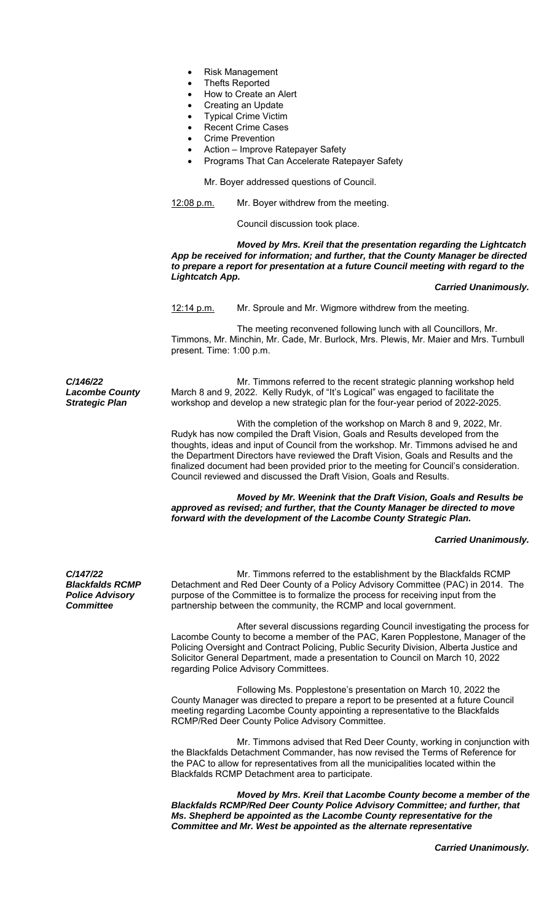- Risk Management
- Thefts Reported
- How to Create an Alert
- Creating an Update
- Typical Crime Victim
- Recent Crime Cases
- Crime Prevention
- Action – Improve Ratepayer Safety
- Programs That Can Accelerate Ratepayer Safety

Mr. Boyer addressed questions of Council.

12:08 p.m. Mr. Boyer withdrew from the meeting.

Council discussion took place.

***Moved by Mrs. Kreil that the presentation regarding the Lightcatch App be received for information; and further, that the County Manager be directed to prepare a report for presentation at a future Council meeting with regard to the Lightcatch App.***

***Carried Unanimously.***

12:14 p.m. Mr. Sproule and Mr. Wigmore withdrew from the meeting.

The meeting reconvened following lunch with all Councillors, Mr. Timmons, Mr. Minchin, Mr. Cade, Mr. Burlock, Mrs. Plewis, Mr. Maier and Mrs. Turnbull present. Time: 1:00 p.m.

***C/146/22***
***Lacombe County Strategic Plan***

Mr. Timmons referred to the recent strategic planning workshop held March 8 and 9, 2022. Kelly Rudyk, of "It's Logical" was engaged to facilitate the workshop and develop a new strategic plan for the four-year period of 2022-2025.

With the completion of the workshop on March 8 and 9, 2022, Mr. Rudyk has now compiled the Draft Vision, Goals and Results developed from the thoughts, ideas and input of Council from the workshop. Mr. Timmons advised he and the Department Directors have reviewed the Draft Vision, Goals and Results and the finalized document had been provided prior to the meeting for Council's consideration. Council reviewed and discussed the Draft Vision, Goals and Results.

***Moved by Mr. Weenink that the Draft Vision, Goals and Results be approved as revised; and further, that the County Manager be directed to move forward with the development of the Lacombe County Strategic Plan.***

***Carried Unanimously.***

***C/147/22***
***Blackfalds RCMP Police Advisory Committee***

Mr. Timmons referred to the establishment by the Blackfalds RCMP Detachment and Red Deer County of a Policy Advisory Committee (PAC) in 2014. The purpose of the Committee is to formalize the process for receiving input from the partnership between the community, the RCMP and local government.

After several discussions regarding Council investigating the process for Lacombe County to become a member of the PAC, Karen Popplestone, Manager of the Policing Oversight and Contract Policing, Public Security Division, Alberta Justice and Solicitor General Department, made a presentation to Council on March 10, 2022 regarding Police Advisory Committees.

Following Ms. Popplestone's presentation on March 10, 2022 the County Manager was directed to prepare a report to be presented at a future Council meeting regarding Lacombe County appointing a representative to the Blackfalds RCMP/Red Deer County Police Advisory Committee.

Mr. Timmons advised that Red Deer County, working in conjunction with the Blackfalds Detachment Commander, has now revised the Terms of Reference for the PAC to allow for representatives from all the municipalities located within the Blackfalds RCMP Detachment area to participate.

***Moved by Mrs. Kreil that Lacombe County become a member of the Blackfalds RCMP/Red Deer County Police Advisory Committee; and further, that Ms. Shepherd be appointed as the Lacombe County representative for the Committee and Mr. West be appointed as the alternate representative***

***Carried Unanimously.***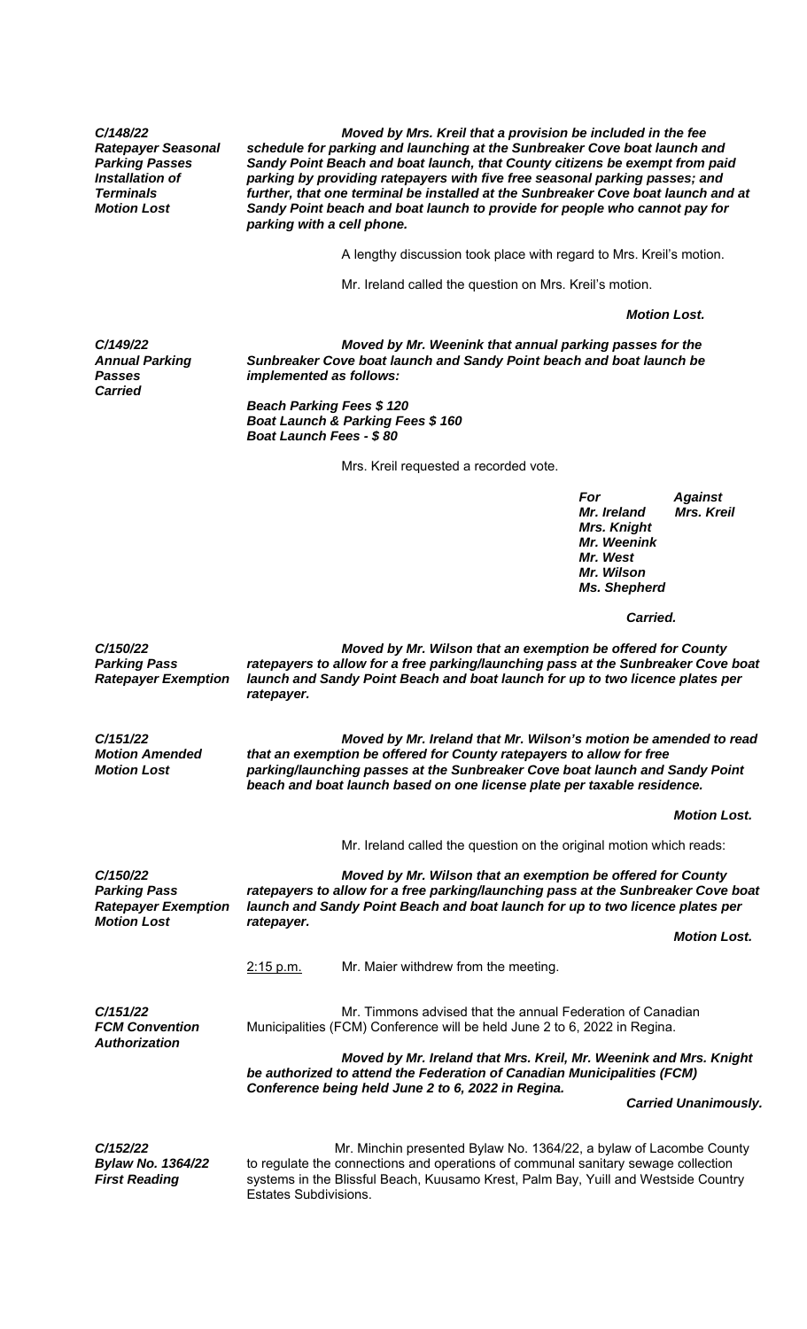***C/148/22***
***Ratepayer Seasonal Parking Passes Installation of Terminals***
***Motion Lost***

***Moved by Mrs. Kreil that a provision be included in the fee schedule for parking and launching at the Sunbreaker Cove boat launch and Sandy Point Beach and boat launch, that County citizens be exempt from paid parking by providing ratepayers with five free seasonal parking passes; and further, that one terminal be installed at the Sunbreaker Cove boat launch and at Sandy Point beach and boat launch to provide for people who cannot pay for parking with a cell phone.***

A lengthy discussion took place with regard to Mrs. Kreil's motion.

Mr. Ireland called the question on Mrs. Kreil's motion.

***Motion Lost.***

***C/149/22***
***Annual Parking Passes***
***Carried***

***Moved by Mr. Weenink that annual parking passes for the Sunbreaker Cove boat launch and Sandy Point beach and boat launch be implemented as follows:***

***Beach Parking Fees $ 120***
***Boat Launch & Parking Fees $ 160***
***Boat Launch Fees - $ 80***

Mrs. Kreil requested a recorded vote.

| ***For*** | ***Against*** |
|---|---|
| ***Mr. Ireland*** | ***Mrs. Kreil*** |
| ***Mrs. Knight*** | |
| ***Mr. Weenink*** | |
| ***Mr. West*** | |
| ***Mr. Wilson*** | |
| ***Ms. Shepherd*** | |

***Carried.***

***C/150/22***
***Parking Pass Ratepayer Exemption***

***Moved by Mr. Wilson that an exemption be offered for County ratepayers to allow for a free parking/launching pass at the Sunbreaker Cove boat launch and Sandy Point Beach and boat launch for up to two licence plates per ratepayer.***

***C/151/22***
***Motion Amended***
***Motion Lost***

***Moved by Mr. Ireland that Mr. Wilson's motion be amended to read that an exemption be offered for County ratepayers to allow for free parking/launching passes at the Sunbreaker Cove boat launch and Sandy Point beach and boat launch based on one license plate per taxable residence.***

***Motion Lost.***

Mr. Ireland called the question on the original motion which reads:

***C/150/22***
***Parking Pass Ratepayer Exemption***
***Motion Lost***

***Moved by Mr. Wilson that an exemption be offered for County ratepayers to allow for a free parking/launching pass at the Sunbreaker Cove boat launch and Sandy Point Beach and boat launch for up to two licence plates per ratepayer.***

***Motion Lost.***

2:15 p.m. Mr. Maier withdrew from the meeting.

***C/151/22***
***FCM Convention Authorization***

Mr. Timmons advised that the annual Federation of Canadian Municipalities (FCM) Conference will be held June 2 to 6, 2022 in Regina.

***Moved by Mr. Ireland that Mrs. Kreil, Mr. Weenink and Mrs. Knight be authorized to attend the Federation of Canadian Municipalities (FCM) Conference being held June 2 to 6, 2022 in Regina.***

***Carried Unanimously.***

***C/152/22***
***Bylaw No. 1364/22***
***First Reading***

Mr. Minchin presented Bylaw No. 1364/22, a bylaw of Lacombe County to regulate the connections and operations of communal sanitary sewage collection systems in the Blissful Beach, Kuusamo Krest, Palm Bay, Yuill and Westside Country Estates Subdivisions.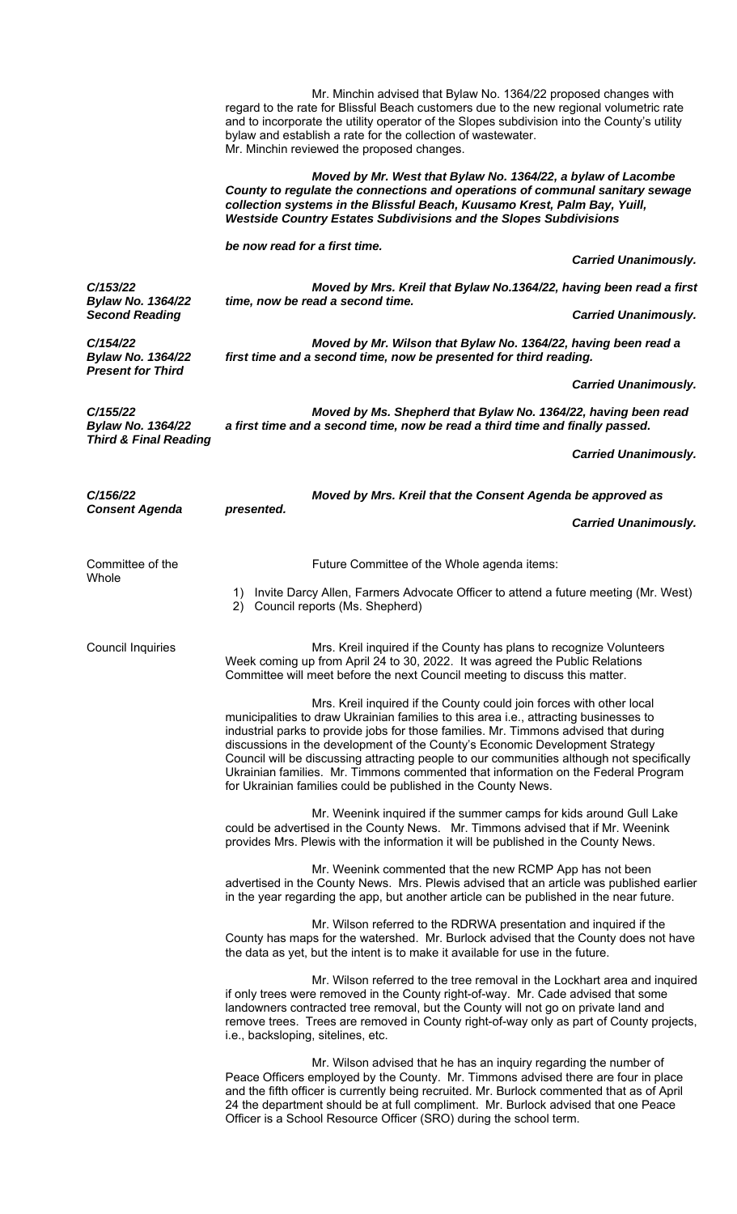Mr. Minchin advised that Bylaw No. 1364/22 proposed changes with regard to the rate for Blissful Beach customers due to the new regional volumetric rate and to incorporate the utility operator of the Slopes subdivision into the County's utility bylaw and establish a rate for the collection of wastewater. Mr. Minchin reviewed the proposed changes.

***Moved by Mr. West that Bylaw No. 1364/22, a bylaw of Lacombe County to regulate the connections and operations of communal sanitary sewage collection systems in the Blissful Beach, Kuusamo Krest, Palm Bay, Yuill, Westside Country Estates Subdivisions and the Slopes Subdivisions***

***be now read for a first time.***

***Carried Unanimously.***

***C/153/22***
***Bylaw No. 1364/22 Second Reading***

***Moved by Mrs. Kreil that Bylaw No.1364/22, having been read a first time, now be read a second time.***

***Carried Unanimously.***

***C/154/22***
***Bylaw No. 1364/22 Present for Third***

***Moved by Mr. Wilson that Bylaw No. 1364/22, having been read a first time and a second time, now be presented for third reading.***

***Carried Unanimously.***

***C/155/22***
***Bylaw No. 1364/22 Third & Final Reading***

***Moved by Ms. Shepherd that Bylaw No. 1364/22, having been read a first time and a second time, now be read a third time and finally passed.***

***Carried Unanimously.***

***C/156/22***
***Consent Agenda***

***Moved by Mrs. Kreil that the Consent Agenda be approved as presented.***

***Carried Unanimously.***

Committee of the Whole

Future Committee of the Whole agenda items:

1) Invite Darcy Allen, Farmers Advocate Officer to attend a future meeting (Mr. West)
2) Council reports (Ms. Shepherd)

Council Inquiries

Mrs. Kreil inquired if the County has plans to recognize Volunteers Week coming up from April 24 to 30, 2022. It was agreed the Public Relations Committee will meet before the next Council meeting to discuss this matter.

Mrs. Kreil inquired if the County could join forces with other local municipalities to draw Ukrainian families to this area i.e., attracting businesses to industrial parks to provide jobs for those families. Mr. Timmons advised that during discussions in the development of the County's Economic Development Strategy Council will be discussing attracting people to our communities although not specifically Ukrainian families. Mr. Timmons commented that information on the Federal Program for Ukrainian families could be published in the County News.

Mr. Weenink inquired if the summer camps for kids around Gull Lake could be advertised in the County News. Mr. Timmons advised that if Mr. Weenink provides Mrs. Plewis with the information it will be published in the County News.

Mr. Weenink commented that the new RCMP App has not been advertised in the County News. Mrs. Plewis advised that an article was published earlier in the year regarding the app, but another article can be published in the near future.

Mr. Wilson referred to the RDRWA presentation and inquired if the County has maps for the watershed. Mr. Burlock advised that the County does not have the data as yet, but the intent is to make it available for use in the future.

Mr. Wilson referred to the tree removal in the Lockhart area and inquired if only trees were removed in the County right-of-way. Mr. Cade advised that some landowners contracted tree removal, but the County will not go on private land and remove trees. Trees are removed in County right-of-way only as part of County projects, i.e., backsloping, sitelines, etc.

Mr. Wilson advised that he has an inquiry regarding the number of Peace Officers employed by the County. Mr. Timmons advised there are four in place and the fifth officer is currently being recruited. Mr. Burlock commented that as of April 24 the department should be at full compliment. Mr. Burlock advised that one Peace Officer is a School Resource Officer (SRO) during the school term.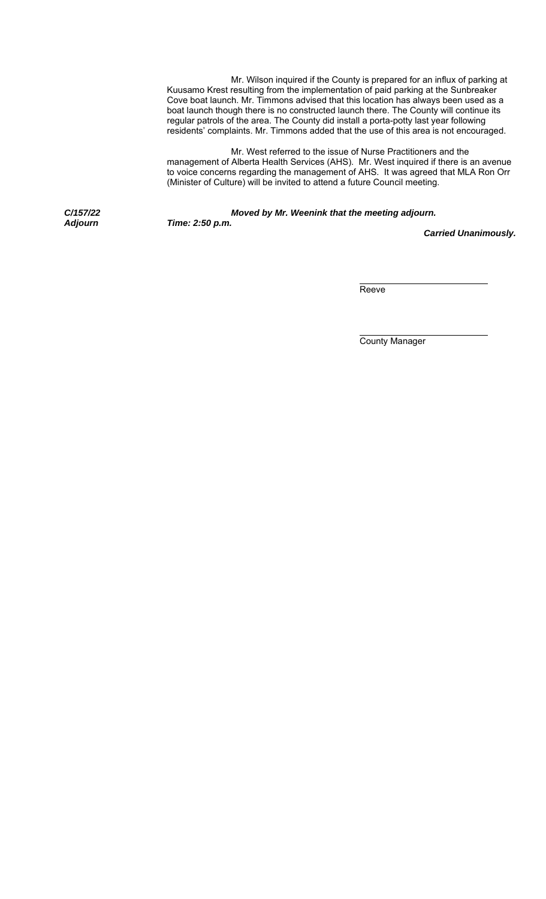Mr. Wilson inquired if the County is prepared for an influx of parking at Kuusamo Krest resulting from the implementation of paid parking at the Sunbreaker Cove boat launch. Mr. Timmons advised that this location has always been used as a boat launch though there is no constructed launch there. The County will continue its regular patrols of the area. The County did install a porta-potty last year following residents' complaints. Mr. Timmons added that the use of this area is not encouraged.

Mr. West referred to the issue of Nurse Practitioners and the management of Alberta Health Services (AHS). Mr. West inquired if there is an avenue to voice concerns regarding the management of AHS. It was agreed that MLA Ron Orr (Minister of Culture) will be invited to attend a future Council meeting.

***C/157/22***
***Adjourn***

***Moved by Mr. Weenink that the meeting adjourn.***
***Time: 2:50 p.m.***

***Carried Unanimously.***

Reeve

County Manager